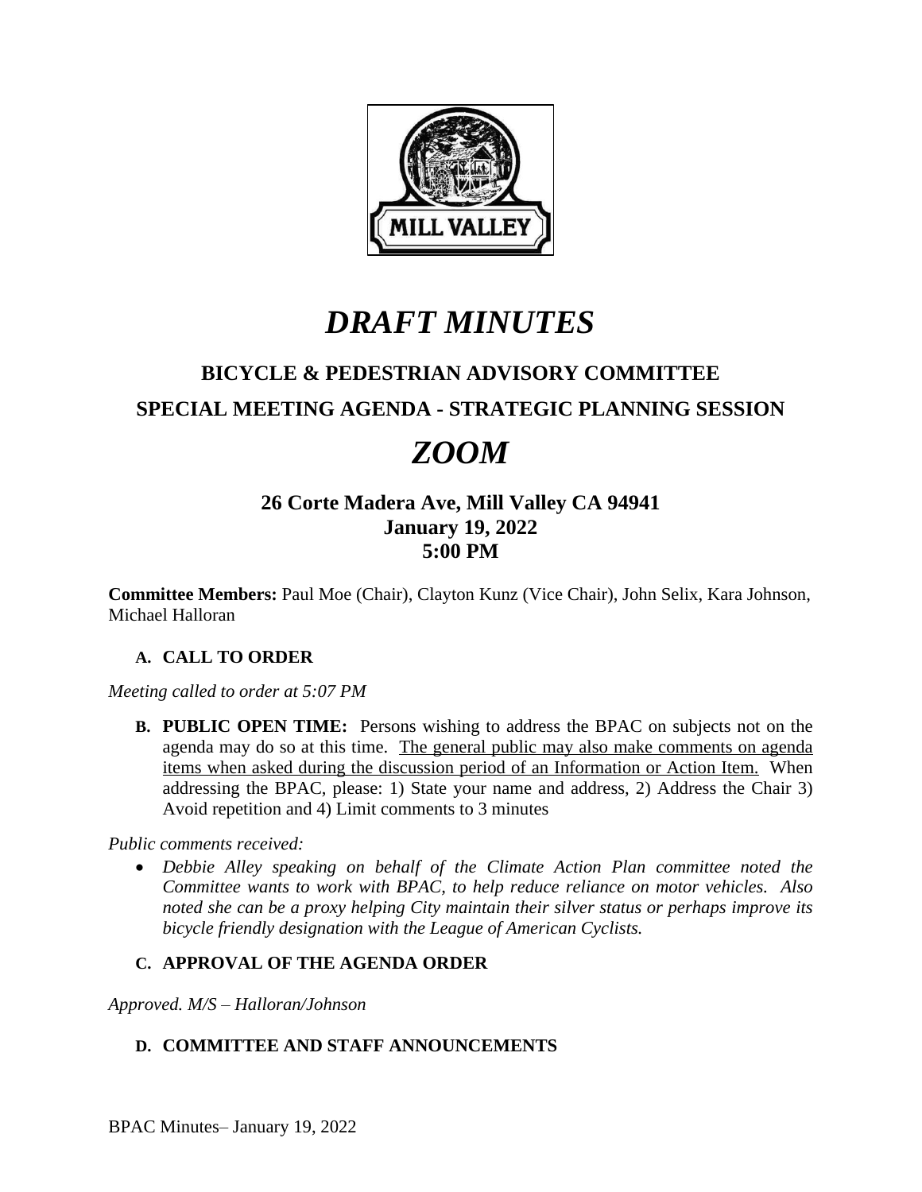# *DRAFT MINUTES*

## BICYCLE & PEDESTRIAN ADVISORY COMMITTEE

## SPECIAL MEETING AGENDA - STRATEGIC PLANNING SESSION

# *ZOOM*

### 26 Corte Madera Ave, Mill Valley CA 94941
### January 19, 2022
### 5:00 PM

**Committee Members:** Paul Moe (Chair), Clayton Kunz (Vice Chair), John Selix, Kara Johnson, Michael Halloran

**A. CALL TO ORDER**

*Meeting called to order at 5:07 PM*

**B. PUBLIC OPEN TIME:** Persons wishing to address the BPAC on subjects not on the agenda may do so at this time. The general public may also make comments on agenda items when asked during the discussion period of an Information or Action Item. When addressing the BPAC, please: 1) State your name and address, 2) Address the Chair 3) Avoid repetition and 4) Limit comments to 3 minutes

*Public comments received:*

- *Debbie Alley speaking on behalf of the Climate Action Plan committee noted the Committee wants to work with BPAC, to help reduce reliance on motor vehicles. Also noted she can be a proxy helping City maintain their silver status or perhaps improve its bicycle friendly designation with the League of American Cyclists.*

**C. APPROVAL OF THE AGENDA ORDER**

*Approved. M/S – Halloran/Johnson*

**D. COMMITTEE AND STAFF ANNOUNCEMENTS**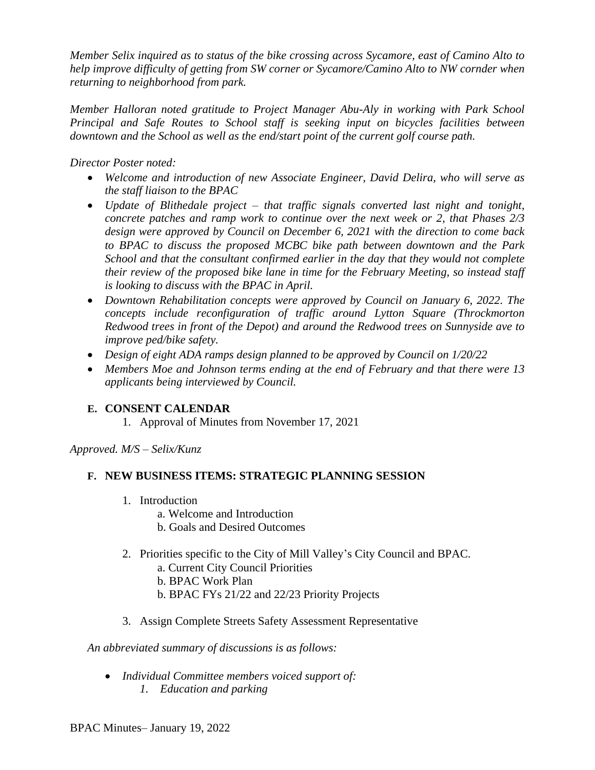*Member Selix inquired as to status of the bike crossing across Sycamore, east of Camino Alto to help improve difficulty of getting from SW corner or Sycamore/Camino Alto to NW cornder when returning to neighborhood from park.*

*Member Halloran noted gratitude to Project Manager Abu-Aly in working with Park School Principal and Safe Routes to School staff is seeking input on bicycles facilities between downtown and the School as well as the end/start point of the current golf course path.*

*Director Poster noted:*

- *Welcome and introduction of new Associate Engineer, David Delira, who will serve as the staff liaison to the BPAC*
- *Update of Blithedale project – that traffic signals converted last night and tonight, concrete patches and ramp work to continue over the next week or 2, that Phases 2/3 design were approved by Council on December 6, 2021 with the direction to come back to BPAC to discuss the proposed MCBC bike path between downtown and the Park School and that the consultant confirmed earlier in the day that they would not complete their review of the proposed bike lane in time for the February Meeting, so instead staff is looking to discuss with the BPAC in April.*
- *Downtown Rehabilitation concepts were approved by Council on January 6, 2022. The concepts include reconfiguration of traffic around Lytton Square (Throckmorton Redwood trees in front of the Depot) and around the Redwood trees on Sunnyside ave to improve ped/bike safety.*
- *Design of eight ADA ramps design planned to be approved by Council on 1/20/22*
- *Members Moe and Johnson terms ending at the end of February and that there were 13 applicants being interviewed by Council.*

## E. CONSENT CALENDAR

1. Approval of Minutes from November 17, 2021

*Approved. M/S – Selix/Kunz*

## F. NEW BUSINESS ITEMS: STRATEGIC PLANNING SESSION

1. Introduction
   a. Welcome and Introduction
   b. Goals and Desired Outcomes

2. Priorities specific to the City of Mill Valley's City Council and BPAC.
   a. Current City Council Priorities
   b. BPAC Work Plan
   b. BPAC FYs 21/22 and 22/23 Priority Projects

3. Assign Complete Streets Safety Assessment Representative

*An abbreviated summary of discussions is as follows:*

- *Individual Committee members voiced support of:*
  1. *Education and parking*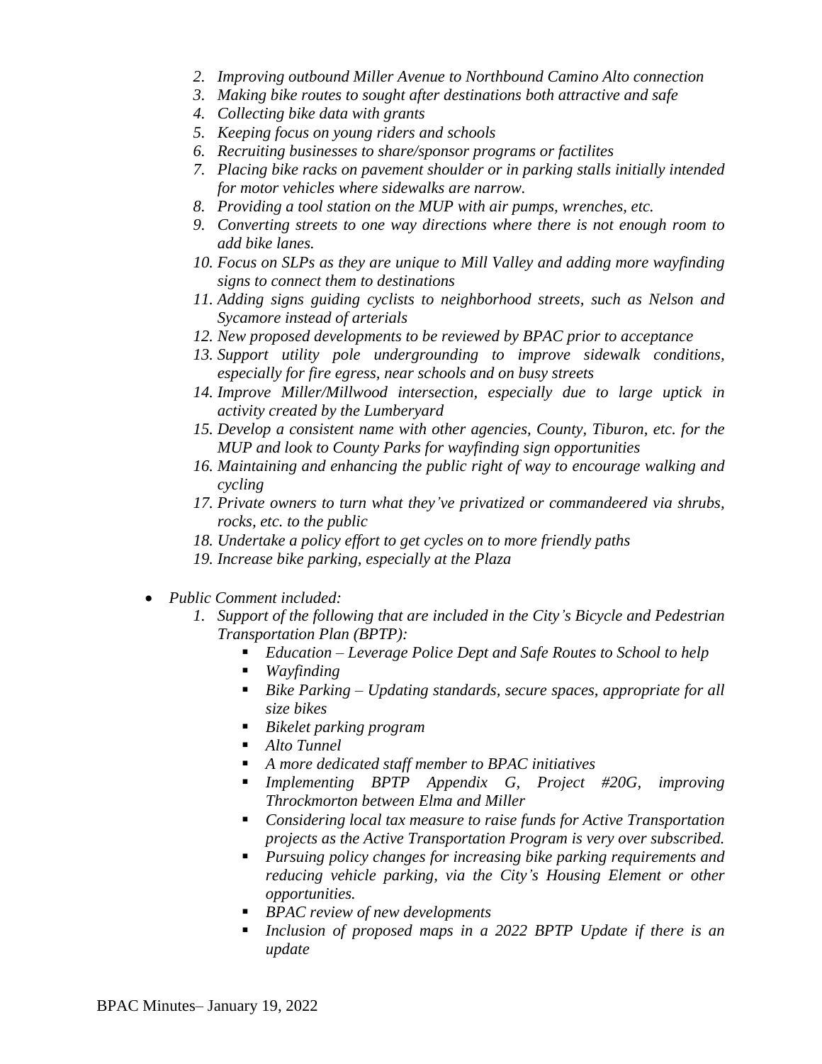2. *Improving outbound Miller Avenue to Northbound Camino Alto connection*
3. *Making bike routes to sought after destinations both attractive and safe*
4. *Collecting bike data with grants*
5. *Keeping focus on young riders and schools*
6. *Recruiting businesses to share/sponsor programs or factilites*
7. *Placing bike racks on pavement shoulder or in parking stalls initially intended for motor vehicles where sidewalks are narrow.*
8. *Providing a tool station on the MUP with air pumps, wrenches, etc.*
9. *Converting streets to one way directions where there is not enough room to add bike lanes.*
10. *Focus on SLPs as they are unique to Mill Valley and adding more wayfinding signs to connect them to destinations*
11. *Adding signs guiding cyclists to neighborhood streets, such as Nelson and Sycamore instead of arterials*
12. *New proposed developments to be reviewed by BPAC prior to acceptance*
13. *Support utility pole undergrounding to improve sidewalk conditions, especially for fire egress, near schools and on busy streets*
14. *Improve Miller/Millwood intersection, especially due to large uptick in activity created by the Lumberyard*
15. *Develop a consistent name with other agencies, County, Tiburon, etc. for the MUP and look to County Parks for wayfinding sign opportunities*
16. *Maintaining and enhancing the public right of way to encourage walking and cycling*
17. *Private owners to turn what they've privatized or commandeered via shrubs, rocks, etc. to the public*
18. *Undertake a policy effort to get cycles on to more friendly paths*
19. *Increase bike parking, especially at the Plaza*

- *Public Comment included:*
  1. *Support of the following that are included in the City's Bicycle and Pedestrian Transportation Plan (BPTP):*
     - *Education – Leverage Police Dept and Safe Routes to School to help*
     - *Wayfinding*
     - *Bike Parking – Updating standards, secure spaces, appropriate for all size bikes*
     - *Bikelet parking program*
     - *Alto Tunnel*
     - *A more dedicated staff member to BPAC initiatives*
     - *Implementing BPTP Appendix G, Project #20G, improving Throckmorton between Elma and Miller*
     - *Considering local tax measure to raise funds for Active Transportation projects as the Active Transportation Program is very over subscribed.*
     - *Pursuing policy changes for increasing bike parking requirements and reducing vehicle parking, via the City's Housing Element or other opportunities.*
     - *BPAC review of new developments*
     - *Inclusion of proposed maps in a 2022 BPTP Update if there is an update*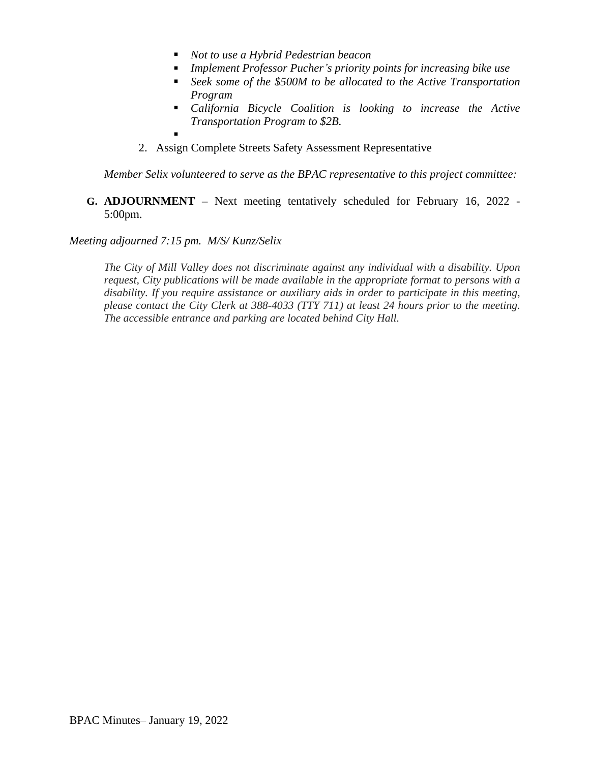- *Not to use a Hybrid Pedestrian beacon*
- *Implement Professor Pucher's priority points for increasing bike use*
- *Seek some of the $500M to be allocated to the Active Transportation Program*
- *California Bicycle Coalition is looking to increase the Active Transportation Program to $2B.*
-

2. Assign Complete Streets Safety Assessment Representative

*Member Selix volunteered to serve as the BPAC representative to this project committee:*

**G. ADJOURNMENT –** Next meeting tentatively scheduled for February 16, 2022 - 5:00pm.

*Meeting adjourned 7:15 pm. M/S/ Kunz/Selix*

*The City of Mill Valley does not discriminate against any individual with a disability. Upon request, City publications will be made available in the appropriate format to persons with a disability. If you require assistance or auxiliary aids in order to participate in this meeting, please contact the City Clerk at 388-4033 (TTY 711) at least 24 hours prior to the meeting. The accessible entrance and parking are located behind City Hall.*